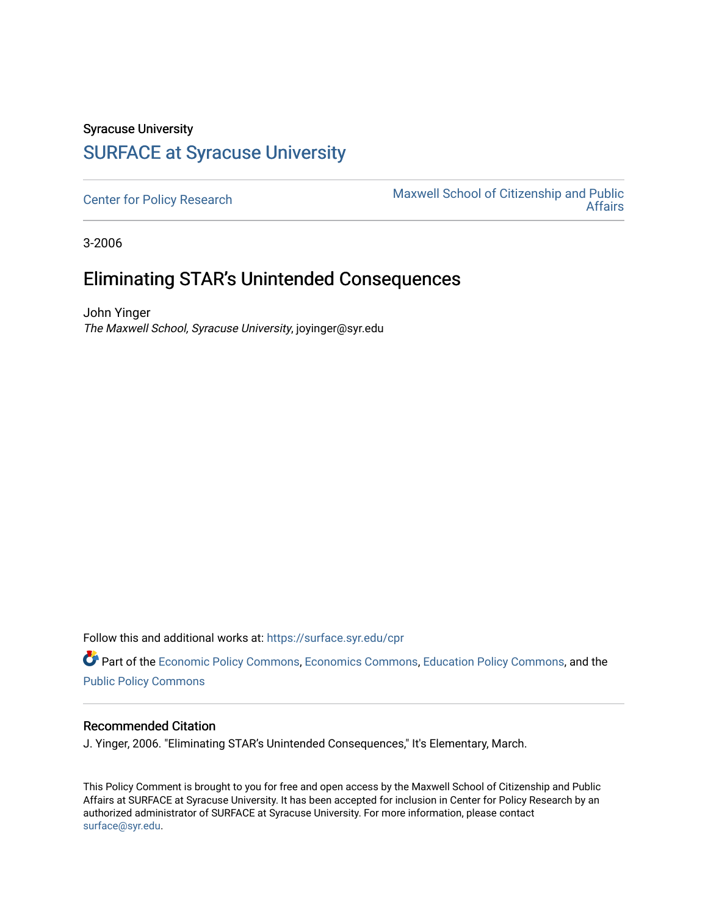Syracuse University

# SURFACE at Syracuse University

Center for Policy Research | Maxwell School of Citizenship and Public Affairs

3-2006

## Eliminating STAR's Unintended Consequences

John Yinger
*The Maxwell School, Syracuse University*, joyinger@syr.edu

Follow this and additional works at: https://surface.syr.edu/cpr

Part of the Economic Policy Commons, Economics Commons, Education Policy Commons, and the Public Policy Commons

### Recommended Citation

J. Yinger, 2006. "Eliminating STAR's Unintended Consequences," It's Elementary, March.

This Policy Comment is brought to you for free and open access by the Maxwell School of Citizenship and Public Affairs at SURFACE at Syracuse University. It has been accepted for inclusion in Center for Policy Research by an authorized administrator of SURFACE at Syracuse University. For more information, please contact surface@syr.edu.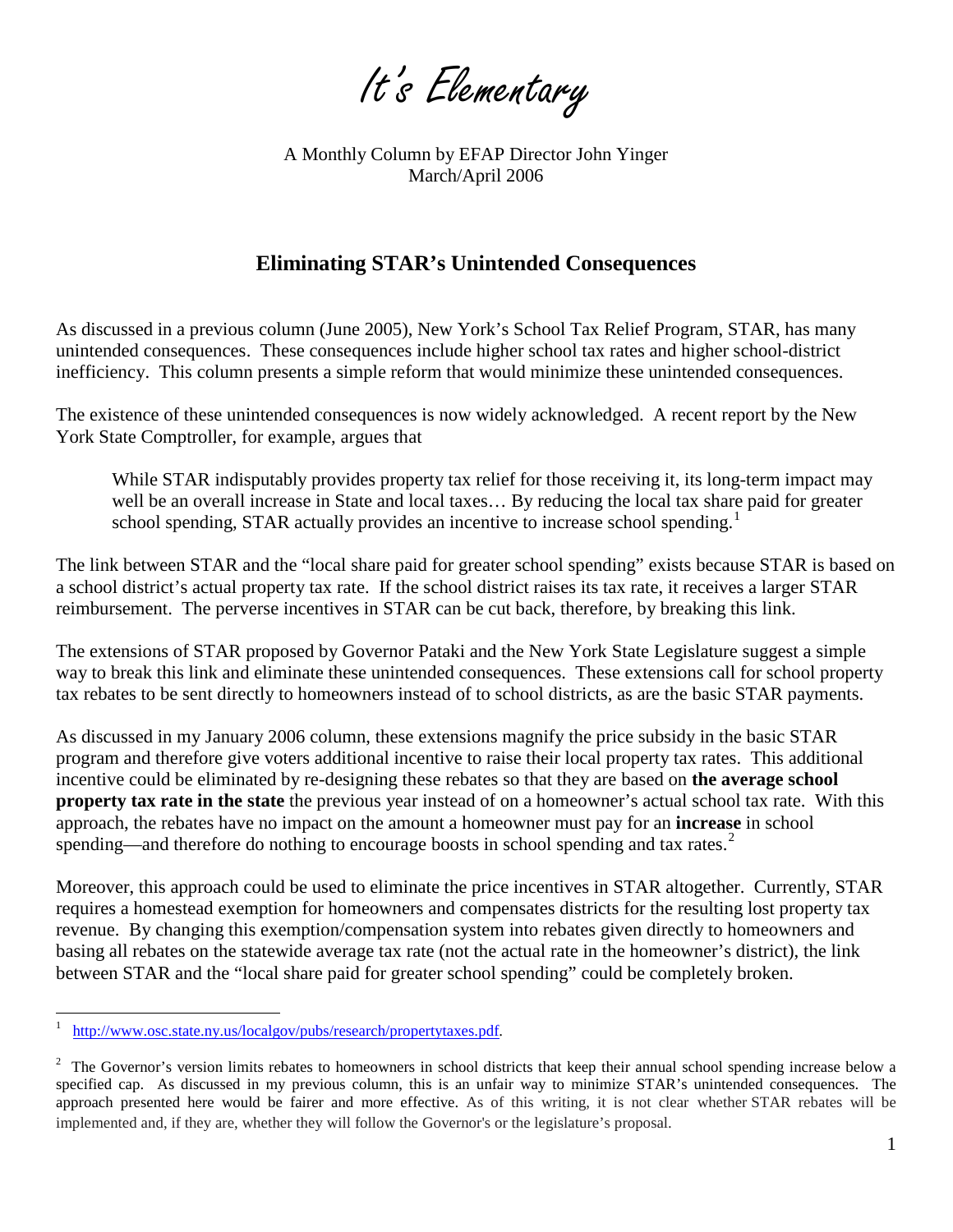# It's Elementary

A Monthly Column by EFAP Director John Yinger
March/April 2006

## Eliminating STAR's Unintended Consequences

As discussed in a previous column (June 2005), New York's School Tax Relief Program, STAR, has many unintended consequences. These consequences include higher school tax rates and higher school-district inefficiency. This column presents a simple reform that would minimize these unintended consequences.

The existence of these unintended consequences is now widely acknowledged. A recent report by the New York State Comptroller, for example, argues that

> While STAR indisputably provides property tax relief for those receiving it, its long-term impact may well be an overall increase in State and local taxes… By reducing the local tax share paid for greater school spending, STAR actually provides an incentive to increase school spending.[1]

The link between STAR and the "local share paid for greater school spending" exists because STAR is based on a school district's actual property tax rate. If the school district raises its tax rate, it receives a larger STAR reimbursement. The perverse incentives in STAR can be cut back, therefore, by breaking this link.

The extensions of STAR proposed by Governor Pataki and the New York State Legislature suggest a simple way to break this link and eliminate these unintended consequences. These extensions call for school property tax rebates to be sent directly to homeowners instead of to school districts, as are the basic STAR payments.

As discussed in my January 2006 column, these extensions magnify the price subsidy in the basic STAR program and therefore give voters additional incentive to raise their local property tax rates. This additional incentive could be eliminated by re-designing these rebates so that they are based on **the average school property tax rate in the state** the previous year instead of on a homeowner's actual school tax rate. With this approach, the rebates have no impact on the amount a homeowner must pay for an **increase** in school spending—and therefore do nothing to encourage boosts in school spending and tax rates.[2]

Moreover, this approach could be used to eliminate the price incentives in STAR altogether. Currently, STAR requires a homestead exemption for homeowners and compensates districts for the resulting lost property tax revenue. By changing this exemption/compensation system into rebates given directly to homeowners and basing all rebates on the statewide average tax rate (not the actual rate in the homeowner's district), the link between STAR and the "local share paid for greater school spending" could be completely broken.

---

[1] http://www.osc.state.ny.us/localgov/pubs/research/propertytaxes.pdf.

[2] The Governor's version limits rebates to homeowners in school districts that keep their annual school spending increase below a specified cap. As discussed in my previous column, this is an unfair way to minimize STAR's unintended consequences. The approach presented here would be fairer and more effective. As of this writing, it is not clear whether STAR rebates will be implemented and, if they are, whether they will follow the Governor's or the legislature's proposal.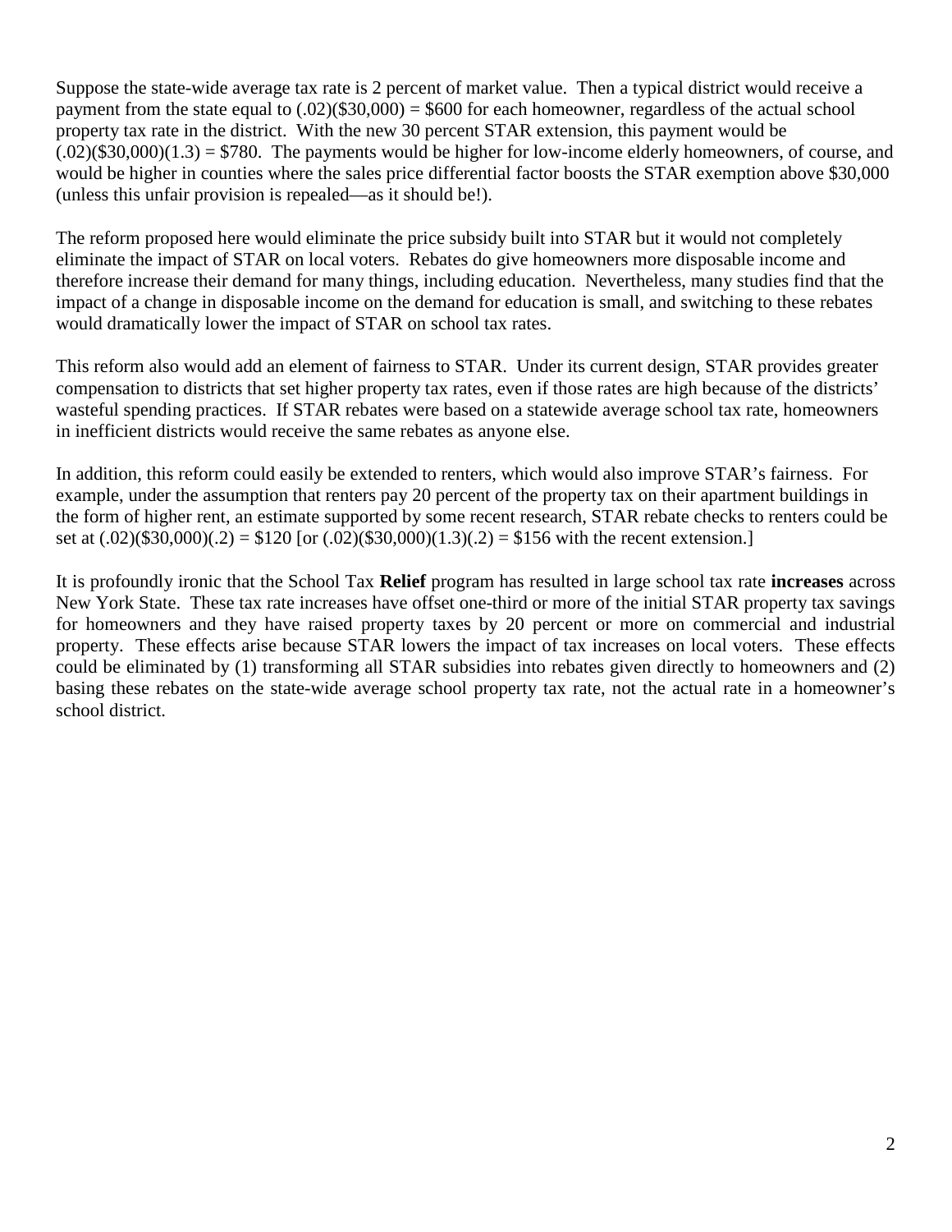Suppose the state-wide average tax rate is 2 percent of market value. Then a typical district would receive a payment from the state equal to $(.02)(\$30{,}000) = \$600$ for each homeowner, regardless of the actual school property tax rate in the district. With the new 30 percent STAR extension, this payment would be $(.02)(\$30{,}000)(1.3) = \$780$. The payments would be higher for low-income elderly homeowners, of course, and would be higher in counties where the sales price differential factor boosts the STAR exemption above \$30,000 (unless this unfair provision is repealed—as it should be!).

The reform proposed here would eliminate the price subsidy built into STAR but it would not completely eliminate the impact of STAR on local voters. Rebates do give homeowners more disposable income and therefore increase their demand for many things, including education. Nevertheless, many studies find that the impact of a change in disposable income on the demand for education is small, and switching to these rebates would dramatically lower the impact of STAR on school tax rates.

This reform also would add an element of fairness to STAR. Under its current design, STAR provides greater compensation to districts that set higher property tax rates, even if those rates are high because of the districts' wasteful spending practices. If STAR rebates were based on a statewide average school tax rate, homeowners in inefficient districts would receive the same rebates as anyone else.

In addition, this reform could easily be extended to renters, which would also improve STAR's fairness. For example, under the assumption that renters pay 20 percent of the property tax on their apartment buildings in the form of higher rent, an estimate supported by some recent research, STAR rebate checks to renters could be set at $(.02)(\$30{,}000)(.2) = \$120$ [or $(.02)(\$30{,}000)(1.3)(.2) = \$156$ with the recent extension.]

It is profoundly ironic that the School Tax **Relief** program has resulted in large school tax rate **increases** across New York State. These tax rate increases have offset one-third or more of the initial STAR property tax savings for homeowners and they have raised property taxes by 20 percent or more on commercial and industrial property. These effects arise because STAR lowers the impact of tax increases on local voters. These effects could be eliminated by (1) transforming all STAR subsidies into rebates given directly to homeowners and (2) basing these rebates on the state-wide average school property tax rate, not the actual rate in a homeowner's school district.